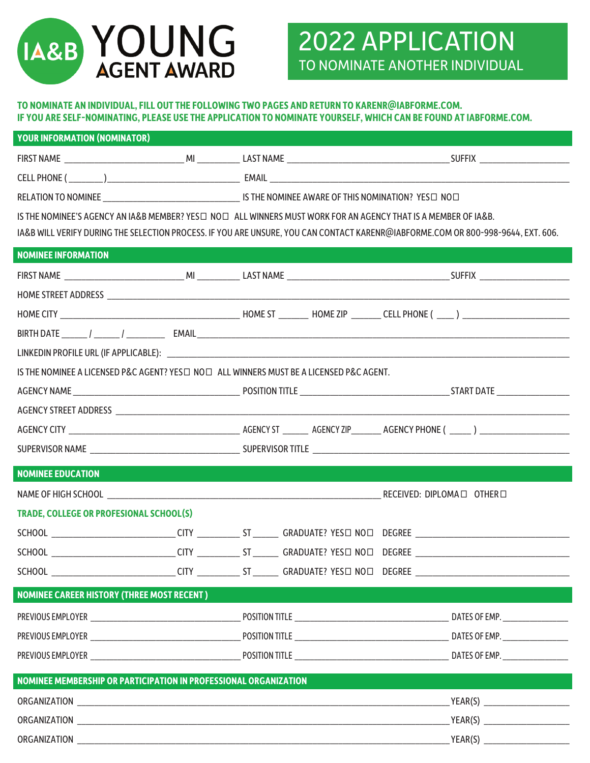# IA&B YOUNG AGENT AWARD

## 2022 APPLICATION
TO NOMINATE ANOTHER INDIVIDUAL

**TO NOMINATE AN INDIVIDUAL, FILL OUT THE FOLLOWING TWO PAGES AND RETURN TO KARENR@IABFORME.COM.**
**IF YOU ARE SELF-NOMINATING, PLEASE USE THE APPLICATION TO NOMINATE YOURSELF, WHICH CAN BE FOUND AT IABFORME.COM.**

## YOUR INFORMATION (NOMINATOR)

FIRST NAME ______________________ MI ________ LAST NAME ________________________________ SUFFIX ________________

CELL PHONE ( _______ ) __________________________ EMAIL ________________________________________________________

RELATION TO NOMINEE __________________________ IS THE NOMINEE AWARE OF THIS NOMINATION? YES☐ NO☐

IS THE NOMINEE'S AGENCY AN IA&B MEMBER? YES☐ NO☐ ALL WINNERS MUST WORK FOR AN AGENCY THAT IS A MEMBER OF IA&B.
IA&B WILL VERIFY DURING THE SELECTION PROCESS. IF YOU ARE UNSURE, YOU CAN CONTACT KARENR@IABFORME.COM OR 800-998-9644, EXT. 606.

## NOMINEE INFORMATION

FIRST NAME ______________________ MI ________ LAST NAME ________________________________ SUFFIX ________________

HOME STREET ADDRESS ______________________________________________________________________________________

HOME CITY __________________________________ HOME ST ______ HOME ZIP ______ CELL PHONE ( ____ ) ____________________

BIRTH DATE _____ / _____ / ________ EMAIL ______________________________________________________________________

LINKEDIN PROFILE URL (IF APPLICABLE): ___________________________________________________________________________

IS THE NOMINEE A LICENSED P&C AGENT? YES☐ NO☐ ALL WINNERS MUST BE A LICENSED P&C AGENT.

AGENCY NAME __________________________________ POSITION TITLE ______________________________ START DATE ______________

AGENCY STREET ADDRESS __________________________________________________________________________________

AGENCY CITY _________________________________ AGENCY ST ______ AGENCY ZIP ______ AGENCY PHONE ( _____ ) _________________

SUPERVISOR NAME ______________________________ SUPERVISOR TITLE __________________________________________________

## NOMINEE EDUCATION

NAME OF HIGH SCHOOL ____________________________________________________ RECEIVED: DIPLOMA☐ OTHER☐

### TRADE, COLLEGE OR PROFESIONAL SCHOOL(S)

SCHOOL _______________________ CITY ________ ST _____ GRADUATE? YES☐ NO☐ DEGREE _____________________________

SCHOOL _______________________ CITY ________ ST _____ GRADUATE? YES☐ NO☐ DEGREE _____________________________

SCHOOL _______________________ CITY ________ ST _____ GRADUATE? YES☐ NO☐ DEGREE _____________________________

## NOMINEE CAREER HISTORY (THREE MOST RECENT )

PREVIOUS EMPLOYER _____________________________ POSITION TITLE ______________________________ DATES OF EMP. ______________

PREVIOUS EMPLOYER _____________________________ POSITION TITLE ______________________________ DATES OF EMP. ______________

PREVIOUS EMPLOYER _____________________________ POSITION TITLE ______________________________ DATES OF EMP. ______________

## NOMINEE MEMBERSHIP OR PARTICIPATION IN PROFESSIONAL ORGANIZATION

ORGANIZATION ____________________________________________________________________ YEAR(S) ________________

ORGANIZATION ____________________________________________________________________ YEAR(S) ________________

ORGANIZATION ____________________________________________________________________ YEAR(S) ________________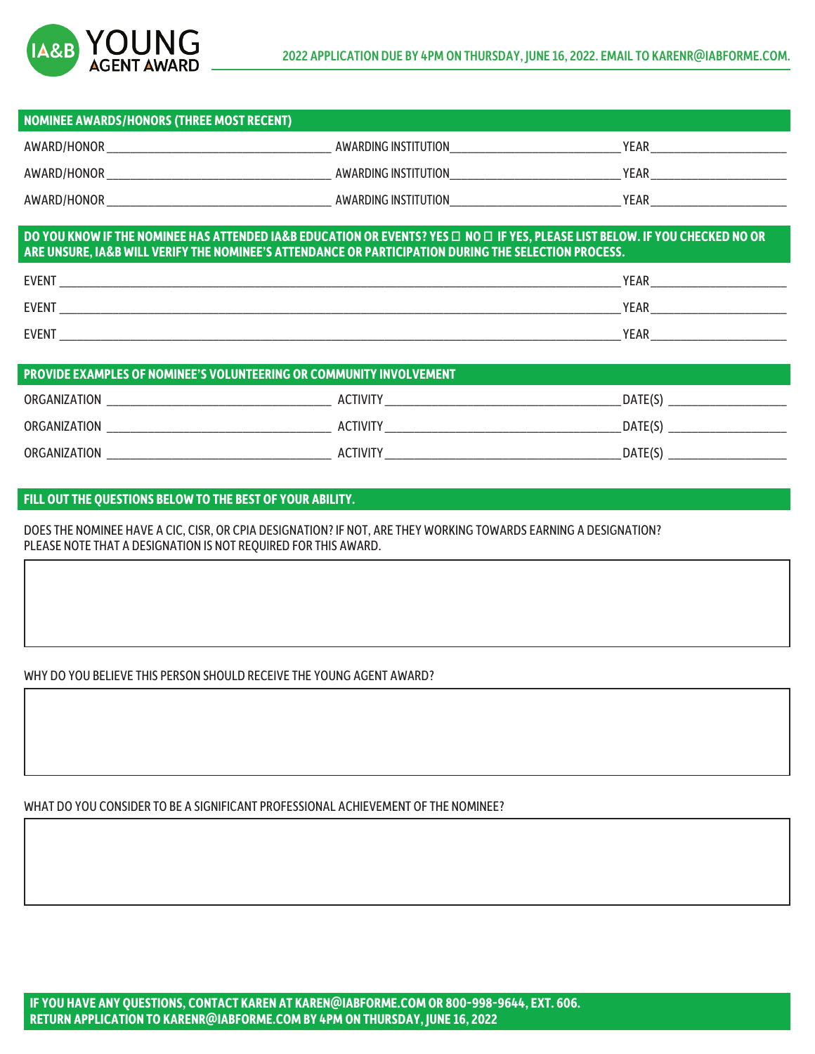IA&B YOUNG AGENT AWARD

2022 APPLICATION DUE BY 4PM ON THURSDAY, JUNE 16, 2022. EMAIL TO KARENR@IABFORME.COM.

## NOMINEE AWARDS/HONORS (THREE MOST RECENT)

AWARD/HONOR ______________________ AWARDING INSTITUTION ______________________ YEAR ______________

AWARD/HONOR ______________________ AWARDING INSTITUTION ______________________ YEAR ______________

AWARD/HONOR ______________________ AWARDING INSTITUTION ______________________ YEAR ______________

## DO YOU KNOW IF THE NOMINEE HAS ATTENDED IA&B EDUCATION OR EVENTS? YES ☐ NO ☐ IF YES, PLEASE LIST BELOW. IF YOU CHECKED NO OR ARE UNSURE, IA&B WILL VERIFY THE NOMINEE'S ATTENDANCE OR PARTICIPATION DURING THE SELECTION PROCESS.

EVENT ____________________________________________________________ YEAR ______________

EVENT ____________________________________________________________ YEAR ______________

EVENT ____________________________________________________________ YEAR ______________

## PROVIDE EXAMPLES OF NOMINEE'S VOLUNTEERING OR COMMUNITY INVOLVEMENT

ORGANIZATION ______________________ ACTIVITY ______________________ DATE(S) ______________

ORGANIZATION ______________________ ACTIVITY ______________________ DATE(S) ______________

ORGANIZATION ______________________ ACTIVITY ______________________ DATE(S) ______________

## FILL OUT THE QUESTIONS BELOW TO THE BEST OF YOUR ABILITY.

DOES THE NOMINEE HAVE A CIC, CISR, OR CPIA DESIGNATION? IF NOT, ARE THEY WORKING TOWARDS EARNING A DESIGNATION? PLEASE NOTE THAT A DESIGNATION IS NOT REQUIRED FOR THIS AWARD.

WHY DO YOU BELIEVE THIS PERSON SHOULD RECEIVE THE YOUNG AGENT AWARD?

WHAT DO YOU CONSIDER TO BE A SIGNIFICANT PROFESSIONAL ACHIEVEMENT OF THE NOMINEE?

**IF YOU HAVE ANY QUESTIONS, CONTACT KAREN AT KAREN@IABFORME.COM OR 800-998-9644, EXT. 606.**
**RETURN APPLICATION TO KARENR@IABFORME.COM BY 4PM ON THURSDAY, JUNE 16, 2022**